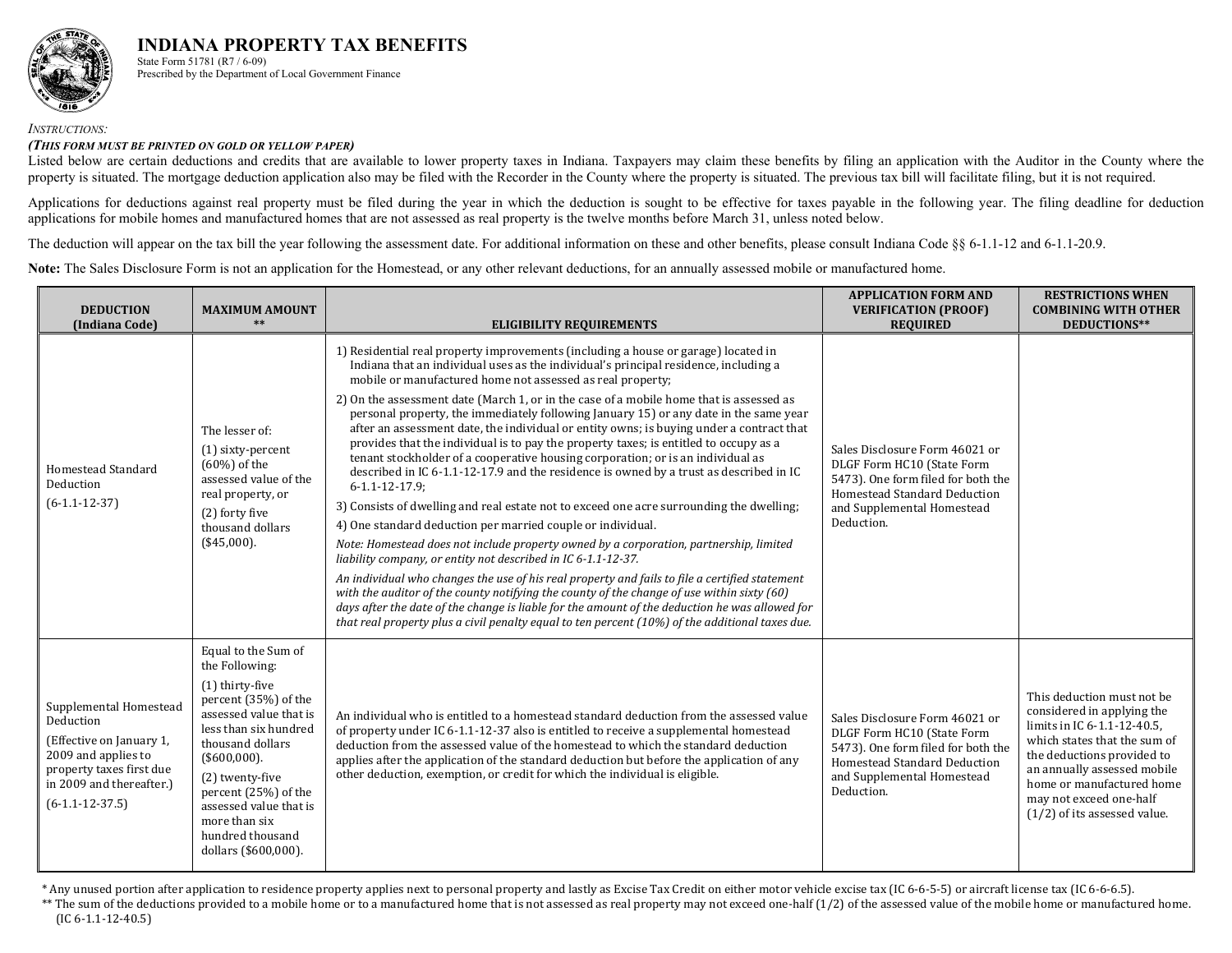# INDIANA PROPERTY TAX BENEFITS

State Form 51781 (R7 / 6-09)
Prescribed by the Department of Local Government Finance

*INSTRUCTIONS:*

***(THIS FORM MUST BE PRINTED ON GOLD OR YELLOW PAPER)***

Listed below are certain deductions and credits that are available to lower property taxes in Indiana. Taxpayers may claim these benefits by filing an application with the Auditor in the County where the property is situated. The mortgage deduction application also may be filed with the Recorder in the County where the property is situated. The previous tax bill will facilitate filing, but it is not required.

Applications for deductions against real property must be filed during the year in which the deduction is sought to be effective for taxes payable in the following year. The filing deadline for deduction applications for mobile homes and manufactured homes that are not assessed as real property is the twelve months before March 31, unless noted below.

The deduction will appear on the tax bill the year following the assessment date. For additional information on these and other benefits, please consult Indiana Code §§ 6-1.1-12 and 6-1.1-20.9.

**Note:** The Sales Disclosure Form is not an application for the Homestead, or any other relevant deductions, for an annually assessed mobile or manufactured home.

| DEDUCTION (Indiana Code) | MAXIMUM AMOUNT ** | ELIGIBILITY REQUIREMENTS | APPLICATION FORM AND VERIFICATION (PROOF) REQUIRED | RESTRICTIONS WHEN COMBINING WITH OTHER DEDUCTIONS** |
|---|---|---|---|---|
| Homestead Standard Deduction (6-1.1-12-37) | The lesser of: (1) sixty-percent (60%) of the assessed value of the real property, or (2) forty five thousand dollars ($45,000). | 1) Residential real property improvements (including a house or garage) located in Indiana that an individual uses as the individual's principal residence, including a mobile or manufactured home not assessed as real property; 2) On the assessment date (March 1, or in the case of a mobile home that is assessed as personal property, the immediately following January 15) or any date in the same year after an assessment date, the individual or entity owns; is buying under a contract that provides that the individual is to pay the property taxes; is entitled to occupy as a tenant stockholder of a cooperative housing corporation; or is an individual as described in IC 6-1.1-12-17.9 and the residence is owned by a trust as described in IC 6-1.1-12-17.9; 3) Consists of dwelling and real estate not to exceed one acre surrounding the dwelling; 4) One standard deduction per married couple or individual. *Note: Homestead does not include property owned by a corporation, partnership, limited liability company, or entity not described in IC 6-1.1-12-37.* *An individual who changes the use of his real property and fails to file a certified statement with the auditor of the county notifying the county of the change of use within sixty (60) days after the date of the change is liable for the amount of the deduction he was allowed for that real property plus a civil penalty equal to ten percent (10%) of the additional taxes due.* | Sales Disclosure Form 46021 or DLGF Form HC10 (State Form 5473). One form filed for both the Homestead Standard Deduction and Supplemental Homestead Deduction. | |
| Supplemental Homestead Deduction (Effective on January 1, 2009 and applies to property taxes first due in 2009 and thereafter.) (6-1.1-12-37.5) | Equal to the Sum of the Following: (1) thirty-five percent (35%) of the assessed value that is less than six hundred thousand dollars ($600,000). (2) twenty-five percent (25%) of the assessed value that is more than six hundred thousand dollars ($600,000). | An individual who is entitled to a homestead standard deduction from the assessed value of property under IC 6-1.1-12-37 also is entitled to receive a supplemental homestead deduction from the assessed value of the homestead to which the standard deduction applies after the application of the standard deduction but before the application of any other deduction, exemption, or credit for which the individual is eligible. | Sales Disclosure Form 46021 or DLGF Form HC10 (State Form 5473). One form filed for both the Homestead Standard Deduction and Supplemental Homestead Deduction. | This deduction must not be considered in applying the limits in IC 6-1.1-12-40.5, which states that the sum of the deductions provided to an annually assessed mobile home or manufactured home may not exceed one-half (1/2) of its assessed value. |

\* Any unused portion after application to residence property applies next to personal property and lastly as Excise Tax Credit on either motor vehicle excise tax (IC 6-6-5-5) or aircraft license tax (IC 6-6-6.5).

\*\* The sum of the deductions provided to a mobile home or to a manufactured home that is not assessed as real property may not exceed one-half (1/2) of the assessed value of the mobile home or manufactured home. (IC 6-1.1-12-40.5)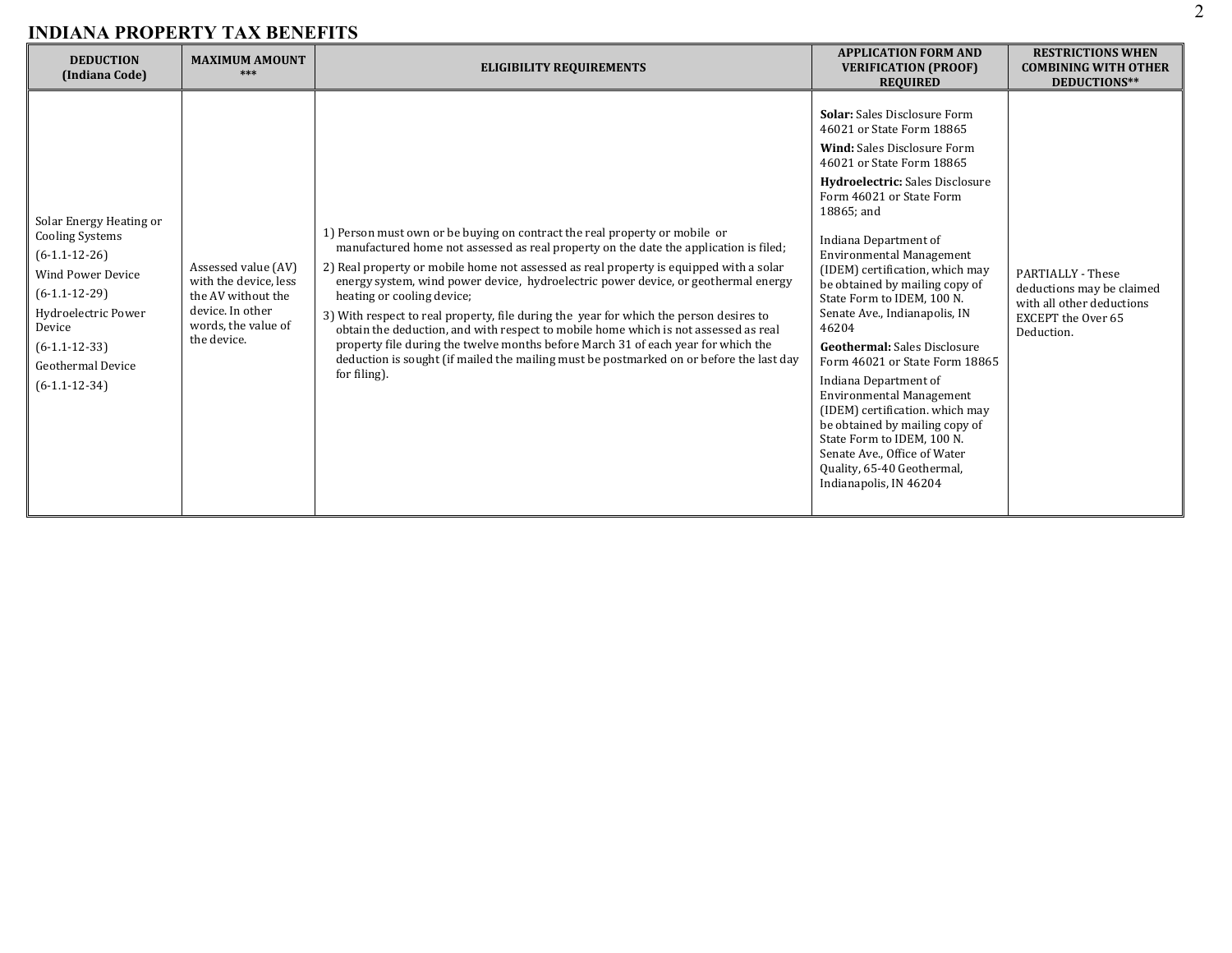## INDIANA PROPERTY TAX BENEFITS

| DEDUCTION (Indiana Code) | MAXIMUM AMOUNT *** | ELIGIBILITY REQUIREMENTS | APPLICATION FORM AND VERIFICATION (PROOF) REQUIRED | RESTRICTIONS WHEN COMBINING WITH OTHER DEDUCTIONS** |
|---|---|---|---|---|
| Solar Energy Heating or Cooling Systems<br>(6-1.1-12-26)<br>Wind Power Device<br>(6-1.1-12-29)<br>Hydroelectric Power Device<br>(6-1.1-12-33)<br>Geothermal Device<br>(6-1.1-12-34) | Assessed value (AV) with the device, less the AV without the device. In other words, the value of the device. | 1) Person must own or be buying on contract the real property or mobile or manufactured home not assessed as real property on the date the application is filed;<br>2) Real property or mobile home not assessed as real property is equipped with a solar energy system, wind power device, hydroelectric power device, or geothermal energy heating or cooling device;<br>3) With respect to real property, file during the year for which the person desires to obtain the deduction, and with respect to mobile home which is not assessed as real property file during the twelve months before March 31 of each year for which the deduction is sought (if mailed the mailing must be postmarked on or before the last day for filing). | **Solar:** Sales Disclosure Form 46021 or State Form 18865<br>**Wind:** Sales Disclosure Form 46021 or State Form 18865<br>**Hydroelectric:** Sales Disclosure Form 46021 or State Form 18865; and<br>Indiana Department of Environmental Management (IDEM) certification, which may be obtained by mailing copy of State Form to IDEM, 100 N. Senate Ave., Indianapolis, IN 46204<br>**Geothermal:** Sales Disclosure Form 46021 or State Form 18865<br>Indiana Department of Environmental Management (IDEM) certification. which may be obtained by mailing copy of State Form to IDEM, 100 N. Senate Ave., Office of Water Quality, 65-40 Geothermal, Indianapolis, IN 46204 | PARTIALLY - These deductions may be claimed with all other deductions EXCEPT the Over 65 Deduction. |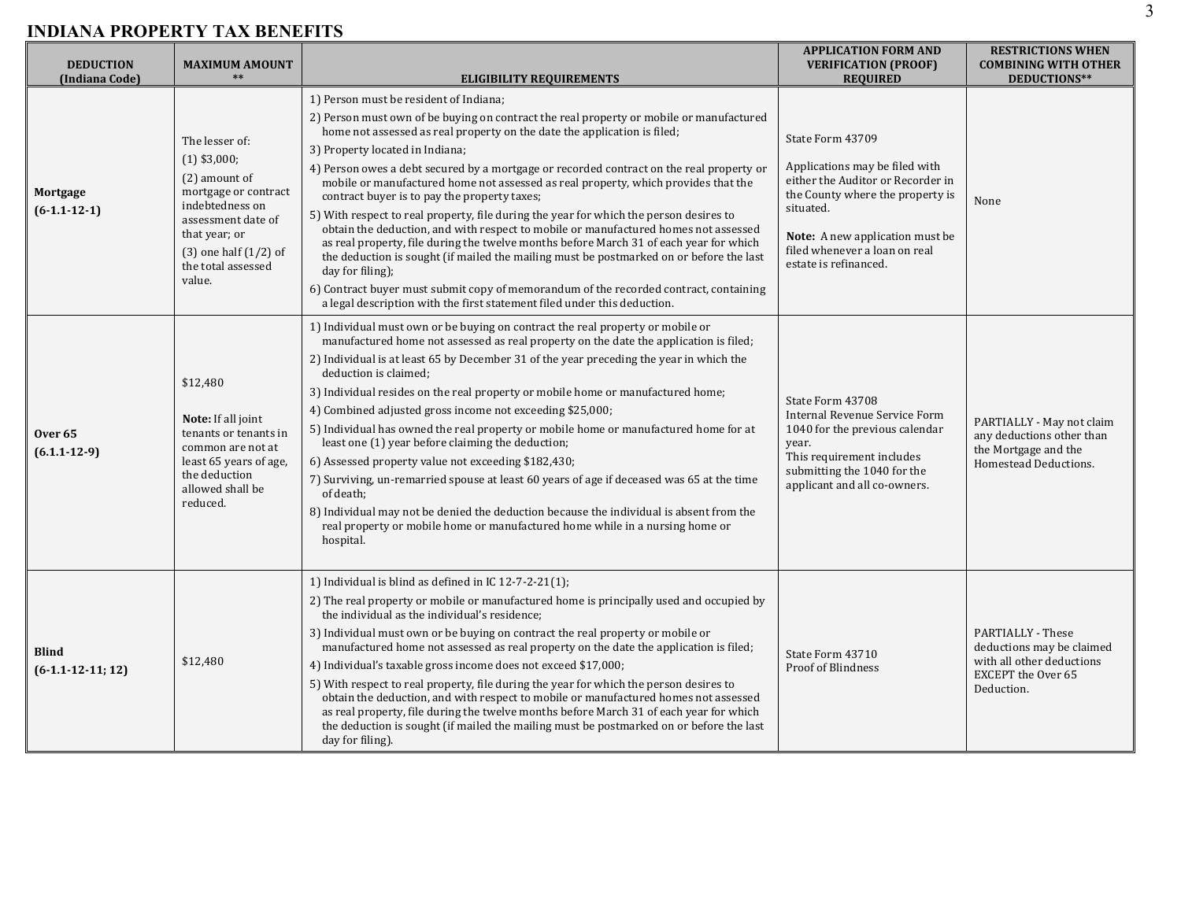## INDIANA PROPERTY TAX BENEFITS

| DEDUCTION (Indiana Code) | MAXIMUM AMOUNT ** | ELIGIBILITY REQUIREMENTS | APPLICATION FORM AND VERIFICATION (PROOF) REQUIRED | RESTRICTIONS WHEN COMBINING WITH OTHER DEDUCTIONS** |
|---|---|---|---|---|
| **Mortgage** **(6-1.1-12-1)** | The lesser of:<br>(1) $3,000;<br>(2) amount of mortgage or contract indebtedness on assessment date of that year; or<br>(3) one half (1/2) of the total assessed value. | 1) Person must be resident of Indiana;<br>2) Person must own of be buying on contract the real property or mobile or manufactured home not assessed as real property on the date the application is filed;<br>3) Property located in Indiana;<br>4) Person owes a debt secured by a mortgage or recorded contract on the real property or mobile or manufactured home not assessed as real property, which provides that the contract buyer is to pay the property taxes;<br>5) With respect to real property, file during the year for which the person desires to obtain the deduction, and with respect to mobile or manufactured homes not assessed as real property, file during the twelve months before March 31 of each year for which the deduction is sought (if mailed the mailing must be postmarked on or before the last day for filing);<br>6) Contract buyer must submit copy of memorandum of the recorded contract, containing a legal description with the first statement filed under this deduction. | State Form 43709<br>Applications may be filed with either the Auditor or Recorder in the County where the property is situated.<br>**Note:** A new application must be filed whenever a loan on real estate is refinanced. | None |
| **Over 65** **(6.1.1-12-9)** | $12,480<br>**Note:** If all joint tenants or tenants in common are not at least 65 years of age, the deduction allowed shall be reduced. | 1) Individual must own or be buying on contract the real property or mobile or manufactured home not assessed as real property on the date the application is filed;<br>2) Individual is at least 65 by December 31 of the year preceding the year in which the deduction is claimed;<br>3) Individual resides on the real property or mobile home or manufactured home;<br>4) Combined adjusted gross income not exceeding $25,000;<br>5) Individual has owned the real property or mobile home or manufactured home for at least one (1) year before claiming the deduction;<br>6) Assessed property value not exceeding $182,430;<br>7) Surviving, un-remarried spouse at least 60 years of age if deceased was 65 at the time of death;<br>8) Individual may not be denied the deduction because the individual is absent from the real property or mobile home or manufactured home while in a nursing home or hospital. | State Form 43708<br>Internal Revenue Service Form 1040 for the previous calendar year.<br>This requirement includes submitting the 1040 for the applicant and all co-owners. | PARTIALLY - May not claim any deductions other than the Mortgage and the Homestead Deductions. |
| **Blind** **(6-1.1-12-11; 12)** | $12,480 | 1) Individual is blind as defined in IC 12-7-2-21(1);<br>2) The real property or mobile or manufactured home is principally used and occupied by the individual as the individual's residence;<br>3) Individual must own or be buying on contract the real property or mobile or manufactured home not assessed as real property on the date the application is filed;<br>4) Individual's taxable gross income does not exceed $17,000;<br>5) With respect to real property, file during the year for which the person desires to obtain the deduction, and with respect to mobile or manufactured homes not assessed as real property, file during the twelve months before March 31 of each year for which the deduction is sought (if mailed the mailing must be postmarked on or before the last day for filing). | State Form 43710<br>Proof of Blindness | PARTIALLY - These deductions may be claimed with all other deductions EXCEPT the Over 65 Deduction. |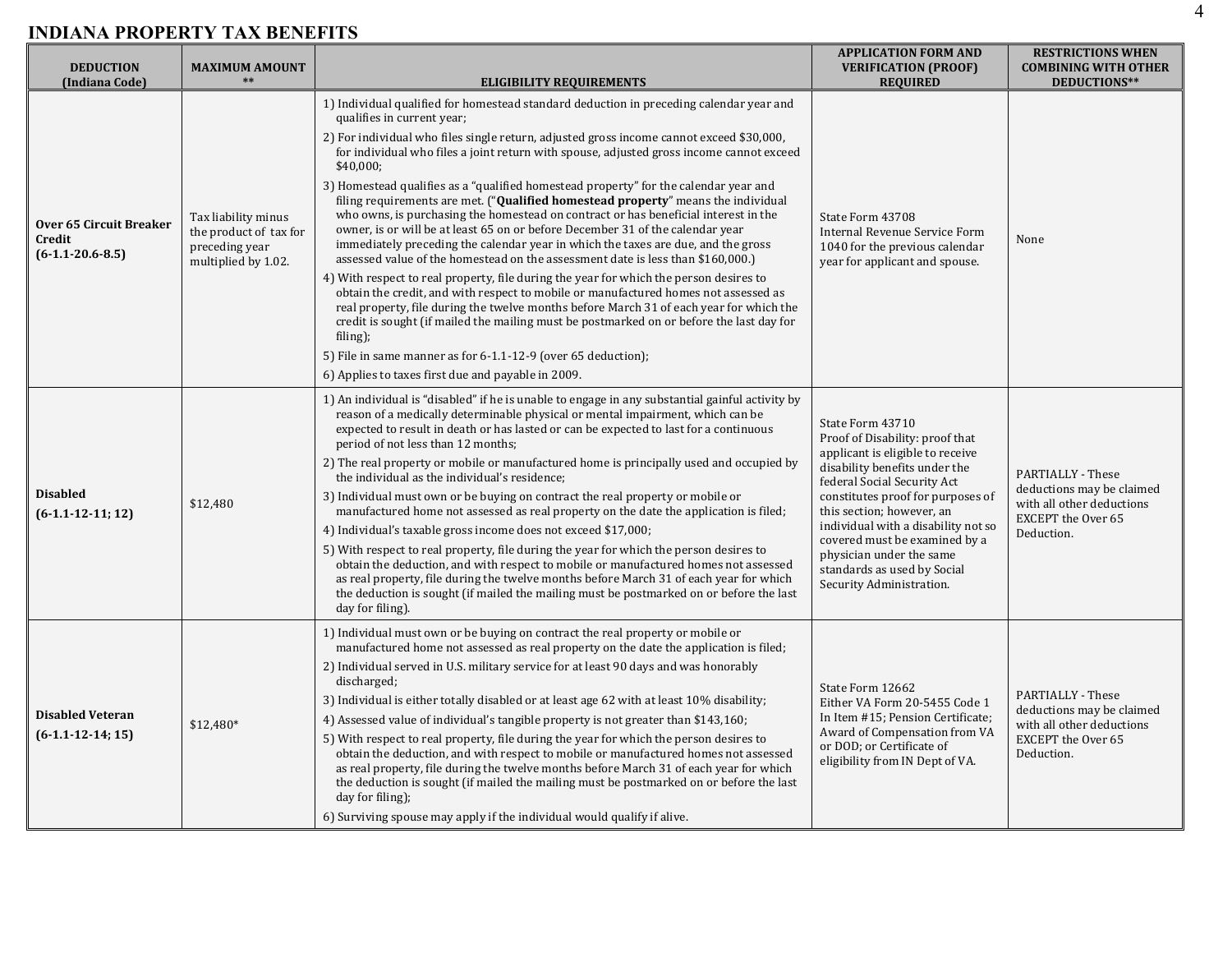## INDIANA PROPERTY TAX BENEFITS

| DEDUCTION (Indiana Code) | MAXIMUM AMOUNT ** | ELIGIBILITY REQUIREMENTS | APPLICATION FORM AND VERIFICATION (PROOF) REQUIRED | RESTRICTIONS WHEN COMBINING WITH OTHER DEDUCTIONS** |
|---|---|---|---|---|
| **Over 65 Circuit Breaker Credit (6-1.1-20.6-8.5)** | Tax liability minus the product of tax for preceding year multiplied by 1.02. | 1) Individual qualified for homestead standard deduction in preceding calendar year and qualifies in current year;<br>2) For individual who files single return, adjusted gross income cannot exceed $30,000, for individual who files a joint return with spouse, adjusted gross income cannot exceed $40,000;<br>3) Homestead qualifies as a "qualified homestead property" for the calendar year and filing requirements are met. ("**Qualified homestead property**" means the individual who owns, is purchasing the homestead on contract or has beneficial interest in the owner, is or will be at least 65 on or before December 31 of the calendar year immediately preceding the calendar year in which the taxes are due, and the gross assessed value of the homestead on the assessment date is less than $160,000.)<br>4) With respect to real property, file during the year for which the person desires to obtain the credit, and with respect to mobile or manufactured homes not assessed as real property, file during the twelve months before March 31 of each year for which the credit is sought (if mailed the mailing must be postmarked on or before the last day for filing);<br>5) File in same manner as for 6-1.1-12-9 (over 65 deduction);<br>6) Applies to taxes first due and payable in 2009. | State Form 43708<br>Internal Revenue Service Form 1040 for the previous calendar year for applicant and spouse. | None |
| **Disabled (6-1.1-12-11; 12)** | $12,480 | 1) An individual is "disabled" if he is unable to engage in any substantial gainful activity by reason of a medically determinable physical or mental impairment, which can be expected to result in death or has lasted or can be expected to last for a continuous period of not less than 12 months;<br>2) The real property or mobile or manufactured home is principally used and occupied by the individual as the individual's residence;<br>3) Individual must own or be buying on contract the real property or mobile or manufactured home not assessed as real property on the date the application is filed;<br>4) Individual's taxable gross income does not exceed $17,000;<br>5) With respect to real property, file during the year for which the person desires to obtain the deduction, and with respect to mobile or manufactured homes not assessed as real property, file during the twelve months before March 31 of each year for which the deduction is sought (if mailed the mailing must be postmarked on or before the last day for filing). | State Form 43710<br>Proof of Disability: proof that applicant is eligible to receive disability benefits under the federal Social Security Act constitutes proof for purposes of this section; however, an individual with a disability not so covered must be examined by a physician under the same standards as used by Social Security Administration. | PARTIALLY - These deductions may be claimed with all other deductions EXCEPT the Over 65 Deduction. |
| **Disabled Veteran (6-1.1-12-14; 15)** | $12,480* | 1) Individual must own or be buying on contract the real property or mobile or manufactured home not assessed as real property on the date the application is filed;<br>2) Individual served in U.S. military service for at least 90 days and was honorably discharged;<br>3) Individual is either totally disabled or at least age 62 with at least 10% disability;<br>4) Assessed value of individual's tangible property is not greater than $143,160;<br>5) With respect to real property, file during the year for which the person desires to obtain the deduction, and with respect to mobile or manufactured homes not assessed as real property, file during the twelve months before March 31 of each year for which the deduction is sought (if mailed the mailing must be postmarked on or before the last day for filing);<br>6) Surviving spouse may apply if the individual would qualify if alive. | State Form 12662<br>Either VA Form 20-5455 Code 1 In Item #15; Pension Certificate; Award of Compensation from VA or DOD; or Certificate of eligibility from IN Dept of VA. | PARTIALLY - These deductions may be claimed with all other deductions EXCEPT the Over 65 Deduction. |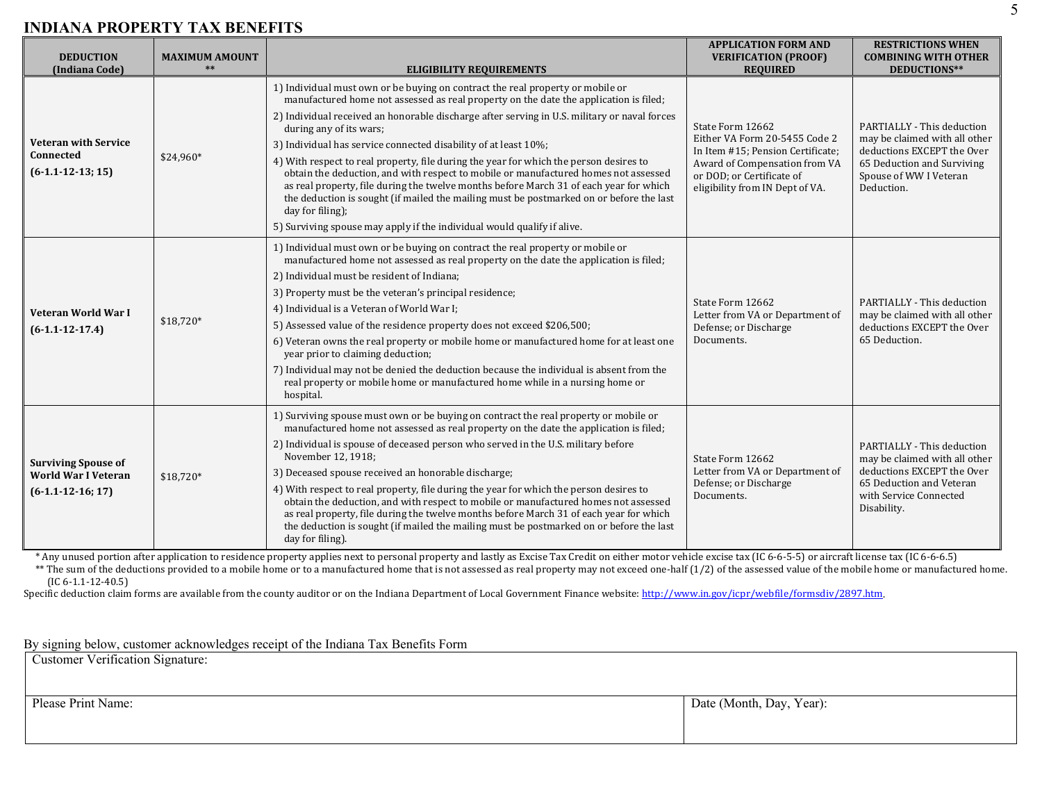# INDIANA PROPERTY TAX BENEFITS

| DEDUCTION (Indiana Code) | MAXIMUM AMOUNT ** | ELIGIBILITY REQUIREMENTS | APPLICATION FORM AND VERIFICATION (PROOF) REQUIRED | RESTRICTIONS WHEN COMBINING WITH OTHER DEDUCTIONS** |
|---|---|---|---|---|
| **Veteran with Service Connected (6-1.1-12-13; 15)** | $24,960* | 1) Individual must own or be buying on contract the real property or mobile or manufactured home not assessed as real property on the date the application is filed;<br>2) Individual received an honorable discharge after serving in U.S. military or naval forces during any of its wars;<br>3) Individual has service connected disability of at least 10%;<br>4) With respect to real property, file during the year for which the person desires to obtain the deduction, and with respect to mobile or manufactured homes not assessed as real property, file during the twelve months before March 31 of each year for which the deduction is sought (if mailed the mailing must be postmarked on or before the last day for filing);<br>5) Surviving spouse may apply if the individual would qualify if alive. | State Form 12662 Either VA Form 20-5455 Code 2 In Item #15; Pension Certificate; Award of Compensation from VA or DOD; or Certificate of eligibility from IN Dept of VA. | PARTIALLY - This deduction may be claimed with all other deductions EXCEPT the Over 65 Deduction and Surviving Spouse of WW I Veteran Deduction. |
| **Veteran World War I (6-1.1-12-17.4)** | $18,720* | 1) Individual must own or be buying on contract the real property or mobile or manufactured home not assessed as real property on the date the application is filed;<br>2) Individual must be resident of Indiana;<br>3) Property must be the veteran's principal residence;<br>4) Individual is a Veteran of World War I;<br>5) Assessed value of the residence property does not exceed $206,500;<br>6) Veteran owns the real property or mobile home or manufactured home for at least one year prior to claiming deduction;<br>7) Individual may not be denied the deduction because the individual is absent from the real property or mobile home or manufactured home while in a nursing home or hospital. | State Form 12662 Letter from VA or Department of Defense; or Discharge Documents. | PARTIALLY - This deduction may be claimed with all other deductions EXCEPT the Over 65 Deduction. |
| **Surviving Spouse of World War I Veteran (6-1.1-12-16; 17)** | $18,720* | 1) Surviving spouse must own or be buying on contract the real property or mobile or manufactured home not assessed as real property on the date the application is filed;<br>2) Individual is spouse of deceased person who served in the U.S. military before November 12, 1918;<br>3) Deceased spouse received an honorable discharge;<br>4) With respect to real property, file during the year for which the person desires to obtain the deduction, and with respect to mobile or manufactured homes not assessed as real property, file during the twelve months before March 31 of each year for which the deduction is sought (if mailed the mailing must be postmarked on or before the last day for filing). | State Form 12662 Letter from VA or Department of Defense; or Discharge Documents. | PARTIALLY - This deduction may be claimed with all other deductions EXCEPT the Over 65 Deduction and Veteran with Service Connected Disability. |

\* Any unused portion after application to residence property applies next to personal property and lastly as Excise Tax Credit on either motor vehicle excise tax (IC 6-6-5-5) or aircraft license tax (IC 6-6-6.5)

\** The sum of the deductions provided to a mobile home or to a manufactured home that is not assessed as real property may not exceed one-half (1/2) of the assessed value of the mobile home or manufactured home. (IC 6-1.1-12-40.5)

Specific deduction claim forms are available from the county auditor or on the Indiana Department of Local Government Finance website: http://www.in.gov/icpr/webfile/formsdiv/2897.htm.

By signing below, customer acknowledges receipt of the Indiana Tax Benefits Form

| | |
|---|---|
| Customer Verification Signature: | |
| Please Print Name: | Date (Month, Day, Year): |